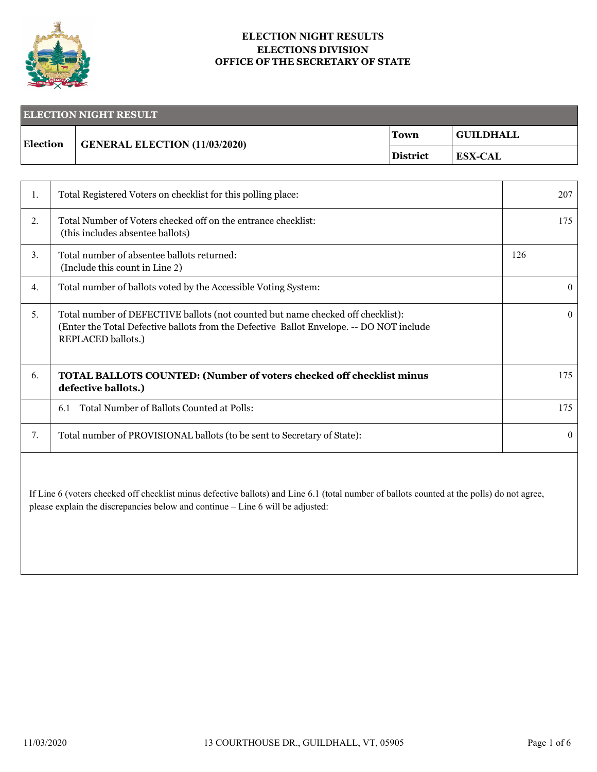**ELECTION NIGHT RESULTS**
**ELECTIONS DIVISION**
**OFFICE OF THE SECRETARY OF STATE**

| ELECTION NIGHT RESULT | | | |
|---|---|---|---|
| **Election** | **GENERAL ELECTION (11/03/2020)** | **Town** | **GUILDHALL** |
| | | **District** | **ESX-CAL** |

| | | |
|---|---|---|
| 1. | Total Registered Voters on checklist for this polling place: | 207 |
| 2. | Total Number of Voters checked off on the entrance checklist: (this includes absentee ballots) | 175 |
| 3. | Total number of absentee ballots returned: (Include this count in Line 2) | 126 |
| 4. | Total number of ballots voted by the Accessible Voting System: | 0 |
| 5. | Total number of DEFECTIVE ballots (not counted but name checked off checklist): (Enter the Total Defective ballots from the Defective Ballot Envelope. -- DO NOT include REPLACED ballots.) | 0 |
| 6. | **TOTAL BALLOTS COUNTED: (Number of voters checked off checklist minus defective ballots.)** | 175 |
| | 6.1 Total Number of Ballots Counted at Polls: | 175 |
| 7. | Total number of PROVISIONAL ballots (to be sent to Secretary of State): | 0 |

If Line 6 (voters checked off checklist minus defective ballots) and Line 6.1 (total number of ballots counted at the polls) do not agree, please explain the discrepancies below and continue – Line 6 will be adjusted:

11/03/2020 13 COURTHOUSE DR., GUILDHALL, VT, 05905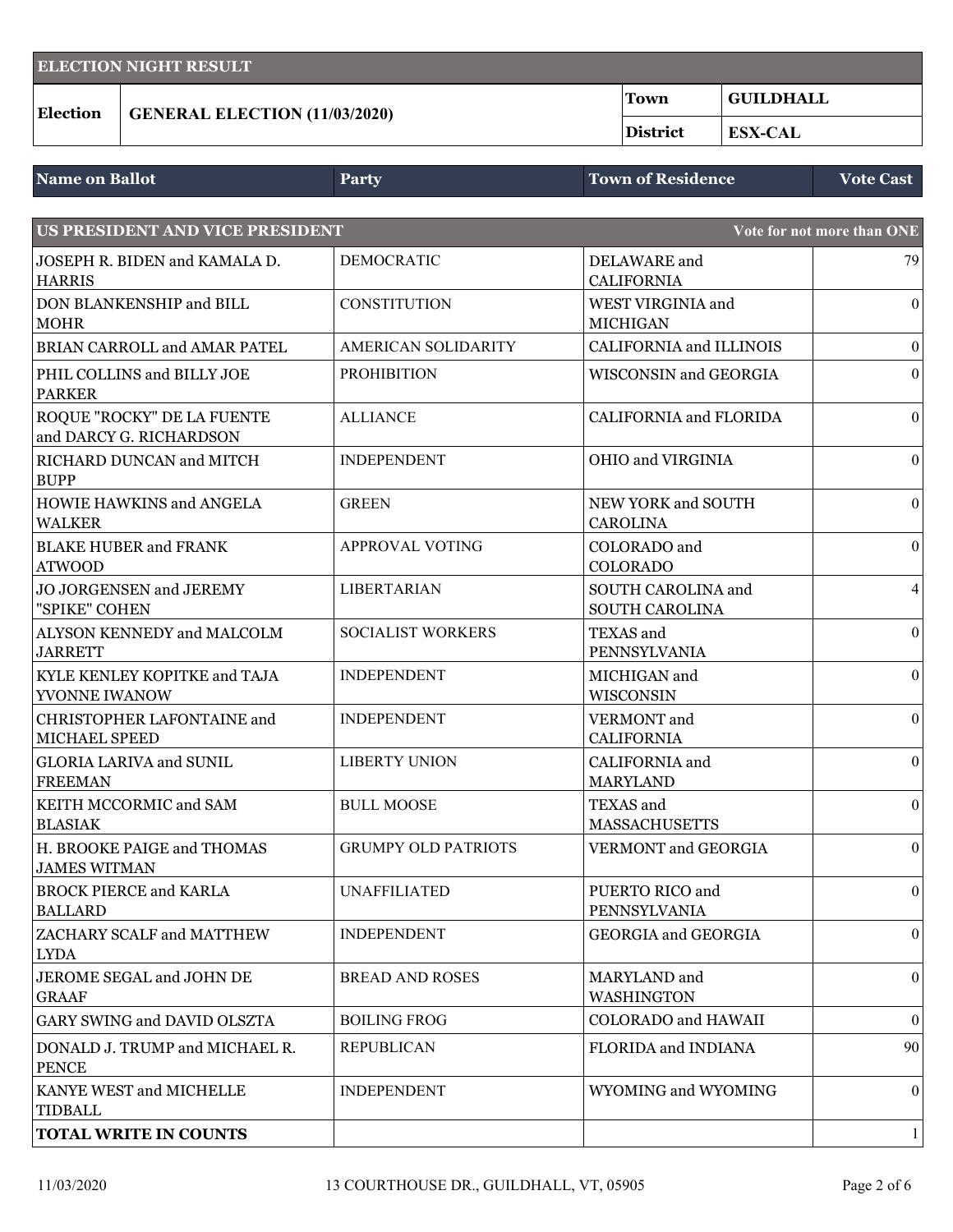## ELECTION NIGHT RESULT

| Election | GENERAL ELECTION (11/03/2020) | Town | GUILDHALL |
|---|---|---|---|
| | | District | ESX-CAL |

| Name on Ballot | Party | Town of Residence | Vote Cast |
|---|---|---|---|
| **US PRESIDENT AND VICE PRESIDENT** | | | **Vote for not more than ONE** |
| JOSEPH R. BIDEN and KAMALA D. HARRIS | DEMOCRATIC | DELAWARE and CALIFORNIA | 79 |
| DON BLANKENSHIP and BILL MOHR | CONSTITUTION | WEST VIRGINIA and MICHIGAN | 0 |
| BRIAN CARROLL and AMAR PATEL | AMERICAN SOLIDARITY | CALIFORNIA and ILLINOIS | 0 |
| PHIL COLLINS and BILLY JOE PARKER | PROHIBITION | WISCONSIN and GEORGIA | 0 |
| ROQUE "ROCKY" DE LA FUENTE and DARCY G. RICHARDSON | ALLIANCE | CALIFORNIA and FLORIDA | 0 |
| RICHARD DUNCAN and MITCH BUPP | INDEPENDENT | OHIO and VIRGINIA | 0 |
| HOWIE HAWKINS and ANGELA WALKER | GREEN | NEW YORK and SOUTH CAROLINA | 0 |
| BLAKE HUBER and FRANK ATWOOD | APPROVAL VOTING | COLORADO and COLORADO | 0 |
| JO JORGENSEN and JEREMY "SPIKE" COHEN | LIBERTARIAN | SOUTH CAROLINA and SOUTH CAROLINA | 4 |
| ALYSON KENNEDY and MALCOLM JARRETT | SOCIALIST WORKERS | TEXAS and PENNSYLVANIA | 0 |
| KYLE KENLEY KOPITKE and TAJA YVONNE IWANOW | INDEPENDENT | MICHIGAN and WISCONSIN | 0 |
| CHRISTOPHER LAFONTAINE and MICHAEL SPEED | INDEPENDENT | VERMONT and CALIFORNIA | 0 |
| GLORIA LARIVA and SUNIL FREEMAN | LIBERTY UNION | CALIFORNIA and MARYLAND | 0 |
| KEITH MCCORMIC and SAM BLASIAK | BULL MOOSE | TEXAS and MASSACHUSETTS | 0 |
| H. BROOKE PAIGE and THOMAS JAMES WITMAN | GRUMPY OLD PATRIOTS | VERMONT and GEORGIA | 0 |
| BROCK PIERCE and KARLA BALLARD | UNAFFILIATED | PUERTO RICO and PENNSYLVANIA | 0 |
| ZACHARY SCALF and MATTHEW LYDA | INDEPENDENT | GEORGIA and GEORGIA | 0 |
| JEROME SEGAL and JOHN DE GRAAF | BREAD AND ROSES | MARYLAND and WASHINGTON | 0 |
| GARY SWING and DAVID OLSZTA | BOILING FROG | COLORADO and HAWAII | 0 |
| DONALD J. TRUMP and MICHAEL R. PENCE | REPUBLICAN | FLORIDA and INDIANA | 90 |
| KANYE WEST and MICHELLE TIDBALL | INDEPENDENT | WYOMING and WYOMING | 0 |
| **TOTAL WRITE IN COUNTS** | | | 1 |

11/03/2020 13 COURTHOUSE DR., GUILDHALL, VT, 05905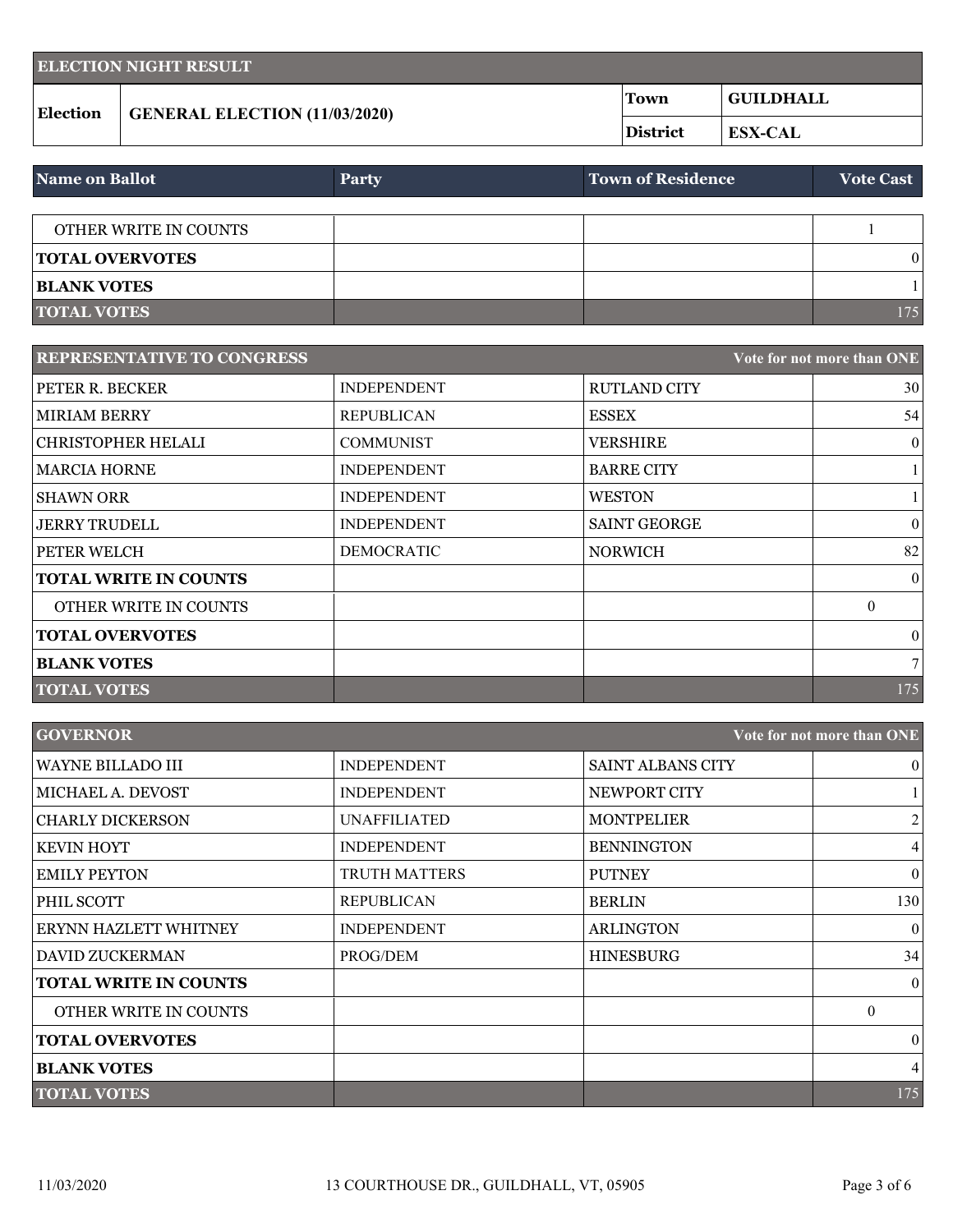| ELECTION NIGHT RESULT | | | |
| --- | --- | --- | --- |
| **Election** | **GENERAL ELECTION (11/03/2020)** | **Town** | **GUILDHALL** |
| | | **District** | **ESX-CAL** |

| Name on Ballot | Party | Town of Residence | Vote Cast |
| --- | --- | --- | --- |
| OTHER WRITE IN COUNTS | | | 1 |
| **TOTAL OVERVOTES** | | | 0 |
| **BLANK VOTES** | | | 1 |
| **TOTAL VOTES** | | | 175 |

| REPRESENTATIVE TO CONGRESS | | | Vote for not more than ONE |
| --- | --- | --- | --- |
| PETER R. BECKER | INDEPENDENT | RUTLAND CITY | 30 |
| MIRIAM BERRY | REPUBLICAN | ESSEX | 54 |
| CHRISTOPHER HELALI | COMMUNIST | VERSHIRE | 0 |
| MARCIA HORNE | INDEPENDENT | BARRE CITY | 1 |
| SHAWN ORR | INDEPENDENT | WESTON | 1 |
| JERRY TRUDELL | INDEPENDENT | SAINT GEORGE | 0 |
| PETER WELCH | DEMOCRATIC | NORWICH | 82 |
| **TOTAL WRITE IN COUNTS** | | | 0 |
| OTHER WRITE IN COUNTS | | | 0 |
| **TOTAL OVERVOTES** | | | 0 |
| **BLANK VOTES** | | | 7 |
| **TOTAL VOTES** | | | 175 |

| GOVERNOR | | | Vote for not more than ONE |
| --- | --- | --- | --- |
| WAYNE BILLADO III | INDEPENDENT | SAINT ALBANS CITY | 0 |
| MICHAEL A. DEVOST | INDEPENDENT | NEWPORT CITY | 1 |
| CHARLY DICKERSON | UNAFFILIATED | MONTPELIER | 2 |
| KEVIN HOYT | INDEPENDENT | BENNINGTON | 4 |
| EMILY PEYTON | TRUTH MATTERS | PUTNEY | 0 |
| PHIL SCOTT | REPUBLICAN | BERLIN | 130 |
| ERYNN HAZLETT WHITNEY | INDEPENDENT | ARLINGTON | 0 |
| DAVID ZUCKERMAN | PROG/DEM | HINESBURG | 34 |
| **TOTAL WRITE IN COUNTS** | | | 0 |
| OTHER WRITE IN COUNTS | | | 0 |
| **TOTAL OVERVOTES** | | | 0 |
| **BLANK VOTES** | | | 4 |
| **TOTAL VOTES** | | | 175 |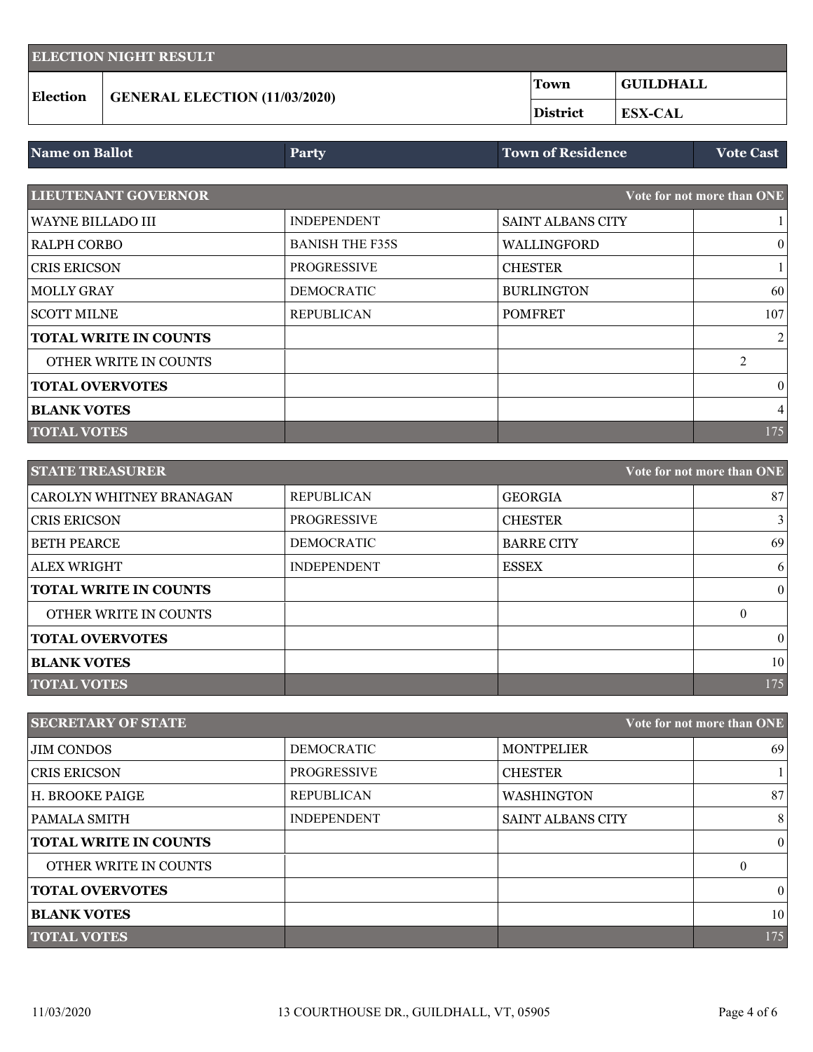## ELECTION NIGHT RESULT

| Election | GENERAL ELECTION (11/03/2020) | Town | GUILDHALL |
|---|---|---|---|
| | | District | ESX-CAL |

| Name on Ballot | Party | Town of Residence | Vote Cast |
|---|---|---|---|
| **LIEUTENANT GOVERNOR** | | | **Vote for not more than ONE** |
| WAYNE BILLADO III | INDEPENDENT | SAINT ALBANS CITY | 1 |
| RALPH CORBO | BANISH THE F35S | WALLINGFORD | 0 |
| CRIS ERICSON | PROGRESSIVE | CHESTER | 1 |
| MOLLY GRAY | DEMOCRATIC | BURLINGTON | 60 |
| SCOTT MILNE | REPUBLICAN | POMFRET | 107 |
| **TOTAL WRITE IN COUNTS** | | | 2 |
| OTHER WRITE IN COUNTS | | | 2 |
| **TOTAL OVERVOTES** | | | 0 |
| **BLANK VOTES** | | | 4 |
| **TOTAL VOTES** | | | 175 |

| Name on Ballot | Party | Town of Residence | Vote Cast |
|---|---|---|---|
| **STATE TREASURER** | | | **Vote for not more than ONE** |
| CAROLYN WHITNEY BRANAGAN | REPUBLICAN | GEORGIA | 87 |
| CRIS ERICSON | PROGRESSIVE | CHESTER | 3 |
| BETH PEARCE | DEMOCRATIC | BARRE CITY | 69 |
| ALEX WRIGHT | INDEPENDENT | ESSEX | 6 |
| **TOTAL WRITE IN COUNTS** | | | 0 |
| OTHER WRITE IN COUNTS | | | 0 |
| **TOTAL OVERVOTES** | | | 0 |
| **BLANK VOTES** | | | 10 |
| **TOTAL VOTES** | | | 175 |

| Name on Ballot | Party | Town of Residence | Vote Cast |
|---|---|---|---|
| **SECRETARY OF STATE** | | | **Vote for not more than ONE** |
| JIM CONDOS | DEMOCRATIC | MONTPELIER | 69 |
| CRIS ERICSON | PROGRESSIVE | CHESTER | 1 |
| H. BROOKE PAIGE | REPUBLICAN | WASHINGTON | 87 |
| PAMALA SMITH | INDEPENDENT | SAINT ALBANS CITY | 8 |
| **TOTAL WRITE IN COUNTS** | | | 0 |
| OTHER WRITE IN COUNTS | | | 0 |
| **TOTAL OVERVOTES** | | | 0 |
| **BLANK VOTES** | | | 10 |
| **TOTAL VOTES** | | | 175 |

11/03/2020 13 COURTHOUSE DR., GUILDHALL, VT, 05905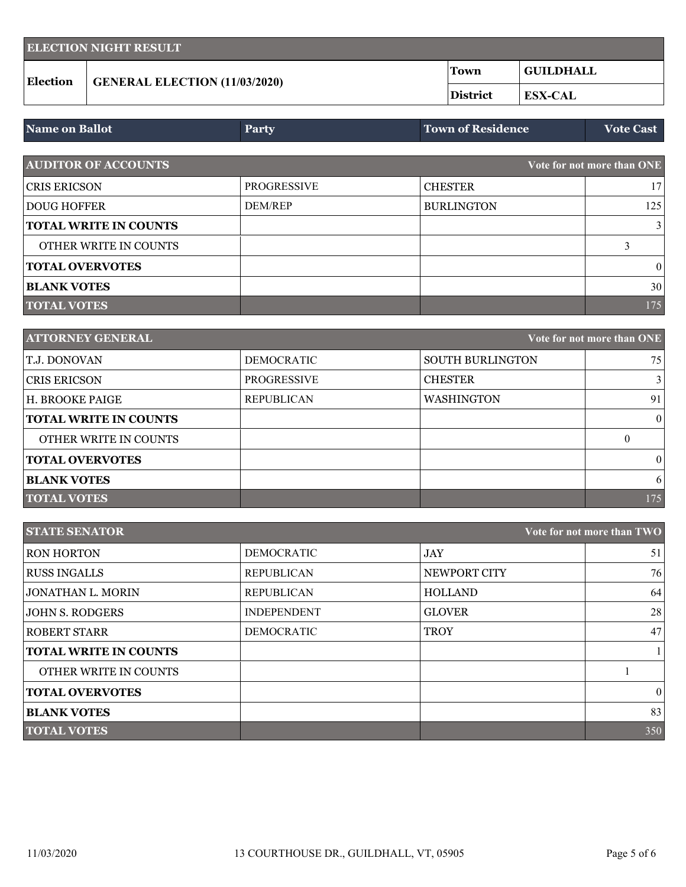| ELECTION NIGHT RESULT | | | |
|---|---|---|---|
| **Election** | **GENERAL ELECTION (11/03/2020)** | **Town** | **GUILDHALL** |
| | | **District** | **ESX-CAL** |

| Name on Ballot | Party | Town of Residence | Vote Cast |
|---|---|---|---|
| **AUDITOR OF ACCOUNTS** | | | **Vote for not more than ONE** |
| CRIS ERICSON | PROGRESSIVE | CHESTER | 17 |
| DOUG HOFFER | DEM/REP | BURLINGTON | 125 |
| **TOTAL WRITE IN COUNTS** | | | 3 |
| OTHER WRITE IN COUNTS | | | 3 |
| **TOTAL OVERVOTES** | | | 0 |
| **BLANK VOTES** | | | 30 |
| **TOTAL VOTES** | | | 175 |

| Name on Ballot | Party | Town of Residence | Vote Cast |
|---|---|---|---|
| **ATTORNEY GENERAL** | | | **Vote for not more than ONE** |
| T.J. DONOVAN | DEMOCRATIC | SOUTH BURLINGTON | 75 |
| CRIS ERICSON | PROGRESSIVE | CHESTER | 3 |
| H. BROOKE PAIGE | REPUBLICAN | WASHINGTON | 91 |
| **TOTAL WRITE IN COUNTS** | | | 0 |
| OTHER WRITE IN COUNTS | | | 0 |
| **TOTAL OVERVOTES** | | | 0 |
| **BLANK VOTES** | | | 6 |
| **TOTAL VOTES** | | | 175 |

| Name on Ballot | Party | Town of Residence | Vote Cast |
|---|---|---|---|
| **STATE SENATOR** | | | **Vote for not more than TWO** |
| RON HORTON | DEMOCRATIC | JAY | 51 |
| RUSS INGALLS | REPUBLICAN | NEWPORT CITY | 76 |
| JONATHAN L. MORIN | REPUBLICAN | HOLLAND | 64 |
| JOHN S. RODGERS | INDEPENDENT | GLOVER | 28 |
| ROBERT STARR | DEMOCRATIC | TROY | 47 |
| **TOTAL WRITE IN COUNTS** | | | 1 |
| OTHER WRITE IN COUNTS | | | 1 |
| **TOTAL OVERVOTES** | | | 0 |
| **BLANK VOTES** | | | 83 |
| **TOTAL VOTES** | | | 350 |

11/03/2020 — 13 COURTHOUSE DR., GUILDHALL, VT, 05905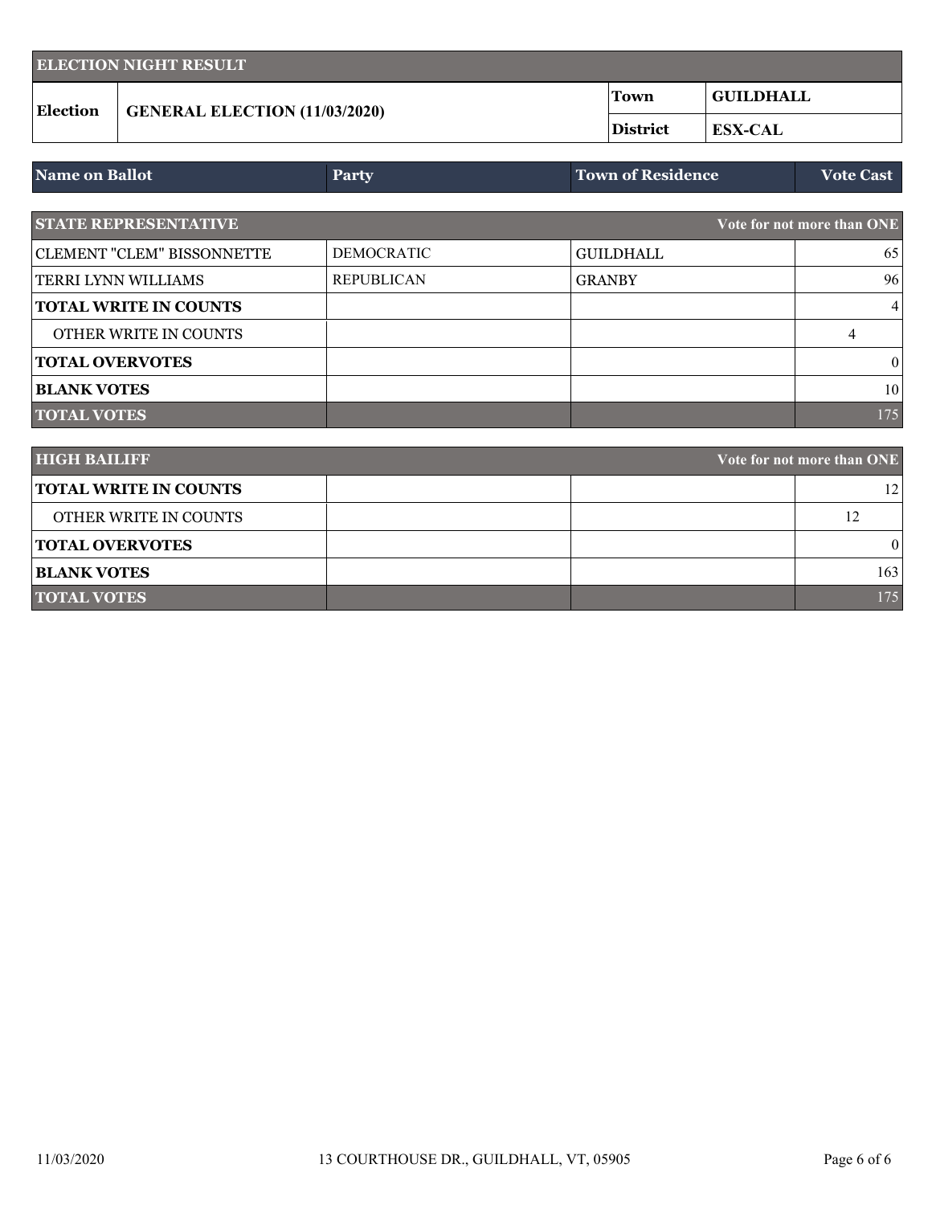| ELECTION NIGHT RESULT | | | |
|---|---|---|---|
| Election | GENERAL ELECTION (11/03/2020) | Town | GUILDHALL |
| | | District | ESX-CAL |

| Name on Ballot | Party | Town of Residence | Vote Cast |
|---|---|---|---|
| **STATE REPRESENTATIVE** | | | **Vote for not more than ONE** |
| CLEMENT "CLEM" BISSONNETTE | DEMOCRATIC | GUILDHALL | 65 |
| TERRI LYNN WILLIAMS | REPUBLICAN | GRANBY | 96 |
| **TOTAL WRITE IN COUNTS** | | | 4 |
| OTHER WRITE IN COUNTS | | | 4 |
| **TOTAL OVERVOTES** | | | 0 |
| **BLANK VOTES** | | | 10 |
| **TOTAL VOTES** | | | 175 |

| Name on Ballot | Party | Town of Residence | Vote Cast |
|---|---|---|---|
| **HIGH BAILIFF** | | | **Vote for not more than ONE** |
| **TOTAL WRITE IN COUNTS** | | | 12 |
| OTHER WRITE IN COUNTS | | | 12 |
| **TOTAL OVERVOTES** | | | 0 |
| **BLANK VOTES** | | | 163 |
| **TOTAL VOTES** | | | 175 |

11/03/2020 13 COURTHOUSE DR., GUILDHALL, VT, 05905